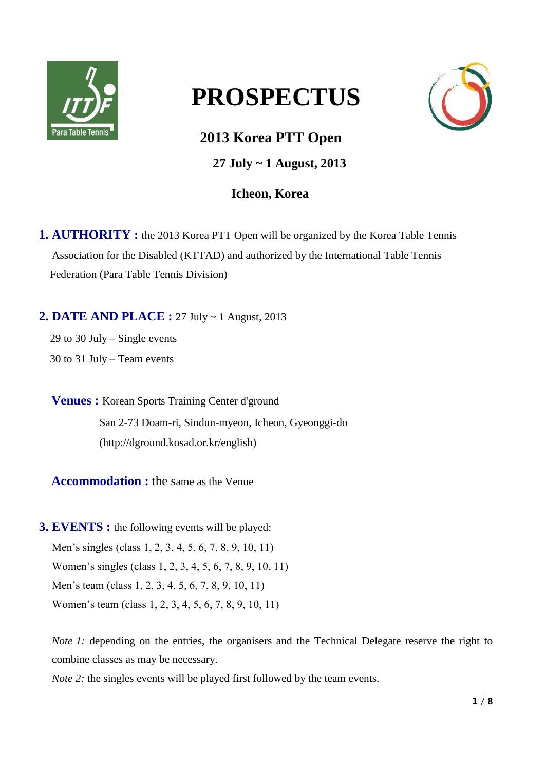# PROSPECTUS

## 2013 Korea PTT Open

**27 July ~ 1 August, 2013**

**Icheon, Korea**

**1. AUTHORITY :** the 2013 Korea PTT Open will be organized by the Korea Table Tennis Association for the Disabled (KTTAD) and authorized by the International Table Tennis Federation (Para Table Tennis Division)

**2. DATE AND PLACE :** 27 July ~ 1 August, 2013

29 to 30 July – Single events

30 to 31 July – Team events

**Venues :** Korean Sports Training Center d'ground

San 2-73 Doam-ri, Sindun-myeon, Icheon, Gyeonggi-do

(http://dground.kosad.or.kr/english)

**Accommodation :** the same as the Venue

**3. EVENTS :** the following events will be played:

Men's singles (class 1, 2, 3, 4, 5, 6, 7, 8, 9, 10, 11)

Women's singles (class 1, 2, 3, 4, 5, 6, 7, 8, 9, 10, 11)

Men's team (class 1, 2, 3, 4, 5, 6, 7, 8, 9, 10, 11)

Women's team (class 1, 2, 3, 4, 5, 6, 7, 8, 9, 10, 11)

*Note 1:* depending on the entries, the organisers and the Technical Delegate reserve the right to combine classes as may be necessary.

*Note 2:* the singles events will be played first followed by the team events.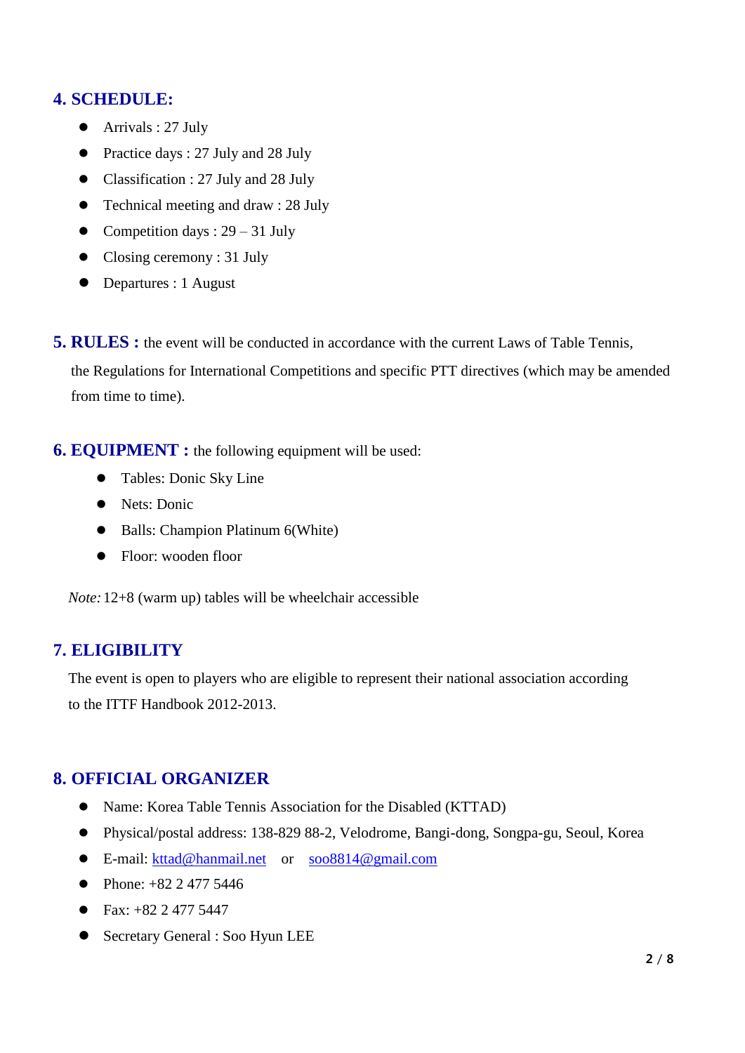## 4. SCHEDULE:

- Arrivals : 27 July
- Practice days : 27 July and 28 July
- Classification : 27 July and 28 July
- Technical meeting and draw : 28 July
- Competition days : 29 – 31 July
- Closing ceremony : 31 July
- Departures : 1 August

## 5. RULES :

the event will be conducted in accordance with the current Laws of Table Tennis, the Regulations for International Competitions and specific PTT directives (which may be amended from time to time).

## 6. EQUIPMENT :

the following equipment will be used:

- Tables: Donic Sky Line
- Nets: Donic
- Balls: Champion Platinum 6(White)
- Floor: wooden floor

*Note:* 12+8 (warm up) tables will be wheelchair accessible

## 7. ELIGIBILITY

The event is open to players who are eligible to represent their national association according to the ITTF Handbook 2012-2013.

## 8. OFFICIAL ORGANIZER

- Name: Korea Table Tennis Association for the Disabled (KTTAD)
- Physical/postal address: 138-829 88-2, Velodrome, Bangi-dong, Songpa-gu, Seoul, Korea
- E-mail: kttad@hanmail.net or soo8814@gmail.com
- Phone: +82 2 477 5446
- Fax: +82 2 477 5447
- Secretary General : Soo Hyun LEE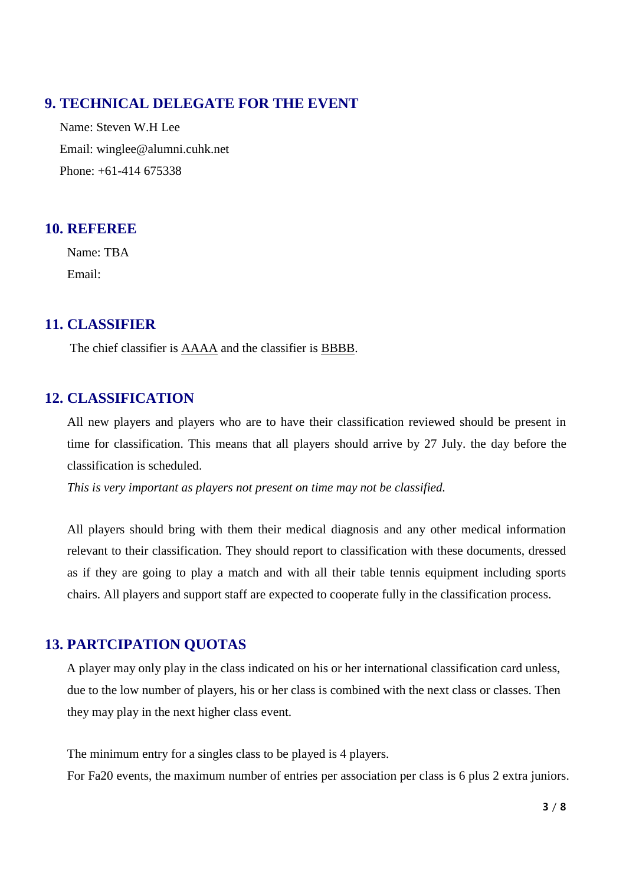## 9. TECHNICAL DELEGATE FOR THE EVENT

Name: Steven W.H Lee

Email: winglee@alumni.cuhk.net

Phone: +61-414 675338

## 10. REFEREE

Name: TBA

Email:

## 11. CLASSIFIER

The chief classifier is <u>AAAA</u> and the classifier is <u>BBBB</u>.

## 12. CLASSIFICATION

All new players and players who are to have their classification reviewed should be present in time for classification. This means that all players should arrive by 27 July. the day before the classification is scheduled.

*This is very important as players not present on time may not be classified.*

All players should bring with them their medical diagnosis and any other medical information relevant to their classification. They should report to classification with these documents, dressed as if they are going to play a match and with all their table tennis equipment including sports chairs. All players and support staff are expected to cooperate fully in the classification process.

## 13. PARTCIPATION QUOTAS

A player may only play in the class indicated on his or her international classification card unless, due to the low number of players, his or her class is combined with the next class or classes. Then they may play in the next higher class event.

The minimum entry for a singles class to be played is 4 players.

For Fa20 events, the maximum number of entries per association per class is 6 plus 2 extra juniors.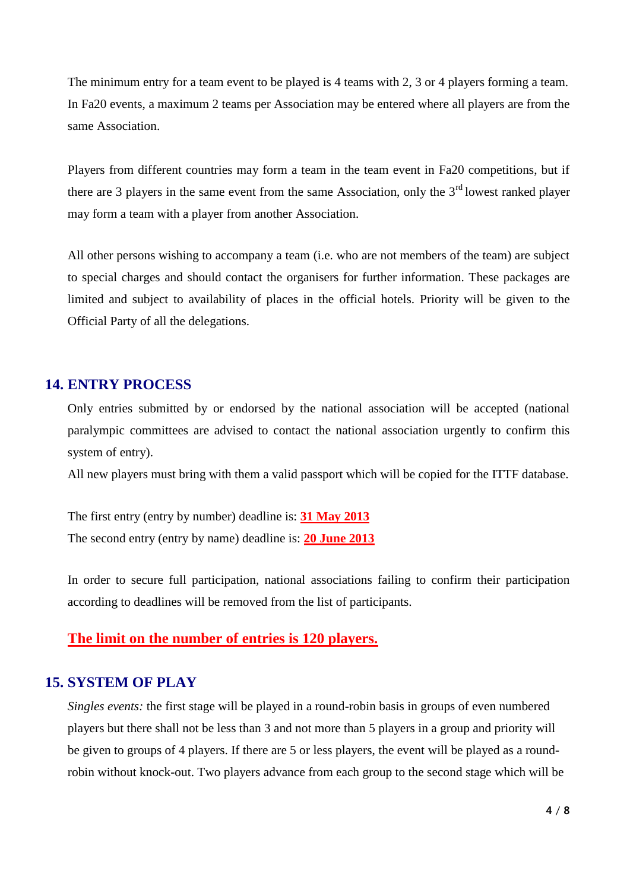The minimum entry for a team event to be played is 4 teams with 2, 3 or 4 players forming a team. In Fa20 events, a maximum 2 teams per Association may be entered where all players are from the same Association.

Players from different countries may form a team in the team event in Fa20 competitions, but if there are 3 players in the same event from the same Association, only the 3rd lowest ranked player may form a team with a player from another Association.

All other persons wishing to accompany a team (i.e. who are not members of the team) are subject to special charges and should contact the organisers for further information. These packages are limited and subject to availability of places in the official hotels. Priority will be given to the Official Party of all the delegations.

## 14. ENTRY PROCESS

Only entries submitted by or endorsed by the national association will be accepted (national paralympic committees are advised to contact the national association urgently to confirm this system of entry).

All new players must bring with them a valid passport which will be copied for the ITTF database.

The first entry (entry by number) deadline is: **31 May 2013**

The second entry (entry by name) deadline is: **20 June 2013**

In order to secure full participation, national associations failing to confirm their participation according to deadlines will be removed from the list of participants.

**The limit on the number of entries is 120 players.**

## 15. SYSTEM OF PLAY

*Singles events:* the first stage will be played in a round-robin basis in groups of even numbered players but there shall not be less than 3 and not more than 5 players in a group and priority will be given to groups of 4 players. If there are 5 or less players, the event will be played as a round-robin without knock-out. Two players advance from each group to the second stage which will be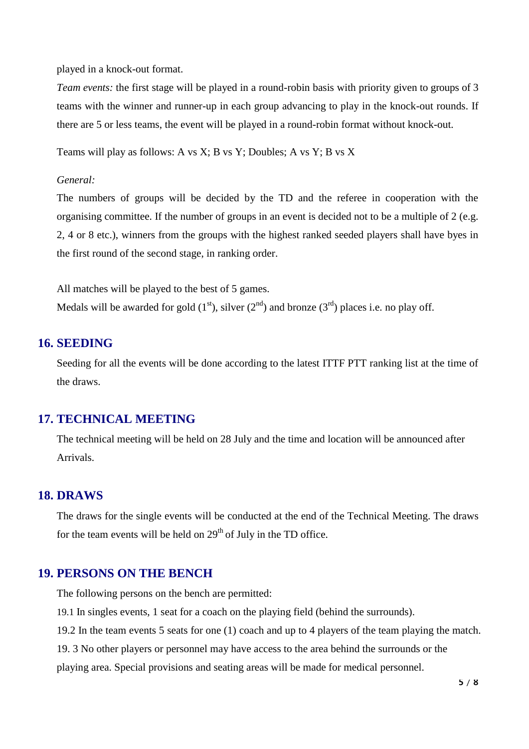played in a knock-out format.

*Team events:* the first stage will be played in a round-robin basis with priority given to groups of 3 teams with the winner and runner-up in each group advancing to play in the knock-out rounds. If there are 5 or less teams, the event will be played in a round-robin format without knock-out.

Teams will play as follows: A vs X; B vs Y; Doubles; A vs Y; B vs X

*General:*

The numbers of groups will be decided by the TD and the referee in cooperation with the organising committee. If the number of groups in an event is decided not to be a multiple of 2 (e.g. 2, 4 or 8 etc.), winners from the groups with the highest ranked seeded players shall have byes in the first round of the second stage, in ranking order.

All matches will be played to the best of 5 games.

Medals will be awarded for gold (1st), silver (2nd) and bronze (3rd) places i.e. no play off.

## 16. SEEDING

Seeding for all the events will be done according to the latest ITTF PTT ranking list at the time of the draws.

## 17. TECHNICAL MEETING

The technical meeting will be held on 28 July and the time and location will be announced after Arrivals.

## 18. DRAWS

The draws for the single events will be conducted at the end of the Technical Meeting. The draws for the team events will be held on 29th of July in the TD office.

## 19. PERSONS ON THE BENCH

The following persons on the bench are permitted:

19.1 In singles events, 1 seat for a coach on the playing field (behind the surrounds).

19.2 In the team events 5 seats for one (1) coach and up to 4 players of the team playing the match.

19. 3 No other players or personnel may have access to the area behind the surrounds or the playing area. Special provisions and seating areas will be made for medical personnel.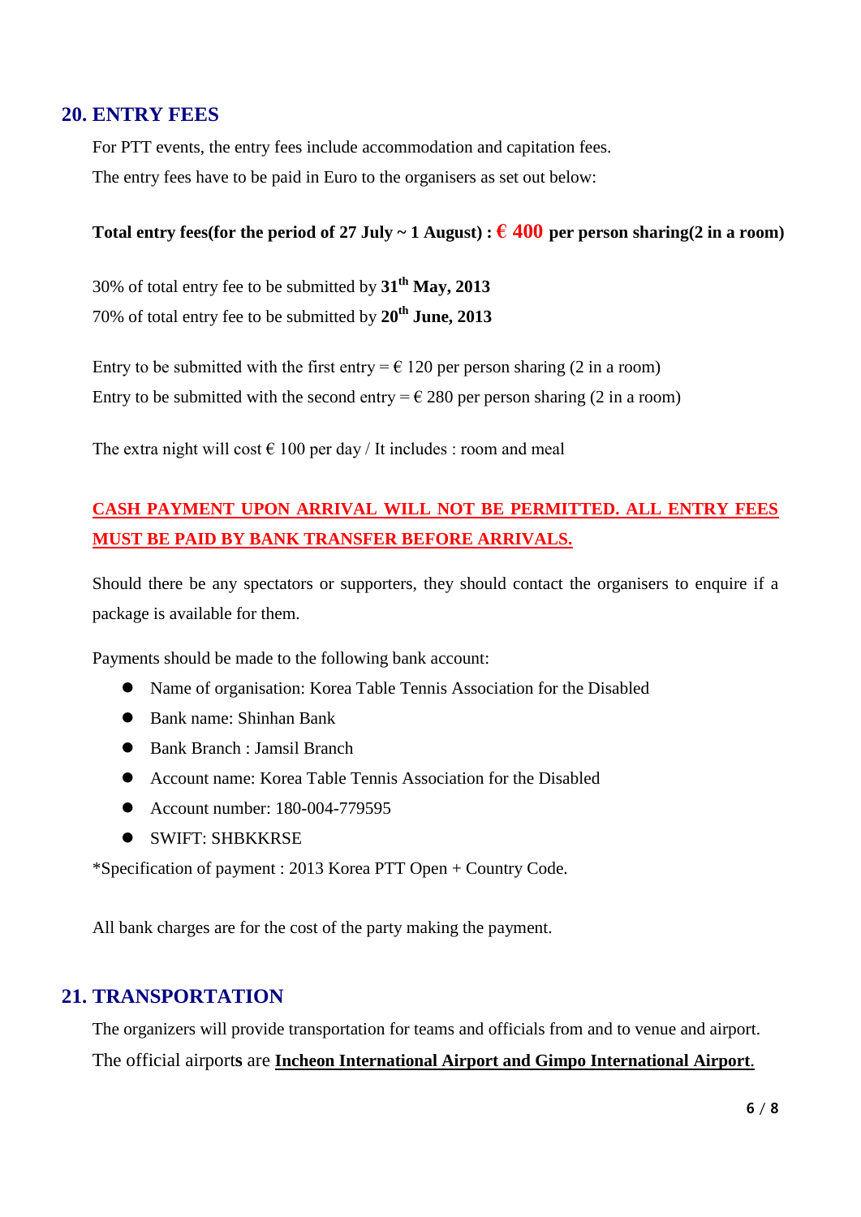## 20. ENTRY FEES

For PTT events, the entry fees include accommodation and capitation fees.

The entry fees have to be paid in Euro to the organisers as set out below:

**Total entry fees(for the period of 27 July ~ 1 August) : € 400 per person sharing(2 in a room)**

30% of total entry fee to be submitted by **31th May, 2013**

70% of total entry fee to be submitted by **20th June, 2013**

Entry to be submitted with the first entry = € 120 per person sharing (2 in a room)

Entry to be submitted with the second entry = € 280 per person sharing (2 in a room)

The extra night will cost € 100 per day / It includes : room and meal

**CASH PAYMENT UPON ARRIVAL WILL NOT BE PERMITTED. ALL ENTRY FEES MUST BE PAID BY BANK TRANSFER BEFORE ARRIVALS.**

Should there be any spectators or supporters, they should contact the organisers to enquire if a package is available for them.

Payments should be made to the following bank account:

- Name of organisation: Korea Table Tennis Association for the Disabled
- Bank name: Shinhan Bank
- Bank Branch : Jamsil Branch
- Account name: Korea Table Tennis Association for the Disabled
- Account number: 180-004-779595
- SWIFT: SHBKKRSE

*Specification of payment : 2013 Korea PTT Open + Country Code.

All bank charges are for the cost of the party making the payment.

## 21. TRANSPORTATION

The organizers will provide transportation for teams and officials from and to venue and airport.

The official airports are **Incheon International Airport and Gimpo International Airport**.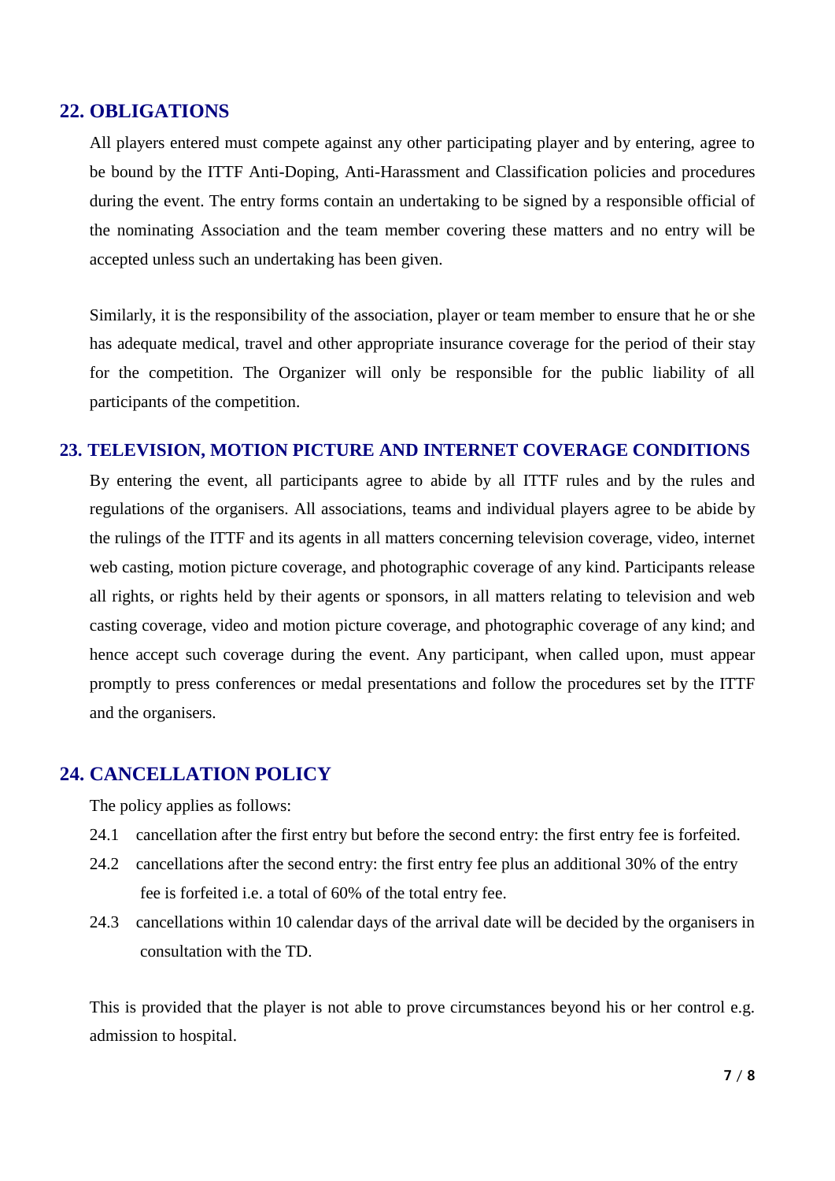## 22. OBLIGATIONS

All players entered must compete against any other participating player and by entering, agree to be bound by the ITTF Anti-Doping, Anti-Harassment and Classification policies and procedures during the event. The entry forms contain an undertaking to be signed by a responsible official of the nominating Association and the team member covering these matters and no entry will be accepted unless such an undertaking has been given.

Similarly, it is the responsibility of the association, player or team member to ensure that he or she has adequate medical, travel and other appropriate insurance coverage for the period of their stay for the competition. The Organizer will only be responsible for the public liability of all participants of the competition.

## 23. TELEVISION, MOTION PICTURE AND INTERNET COVERAGE CONDITIONS

By entering the event, all participants agree to abide by all ITTF rules and by the rules and regulations of the organisers. All associations, teams and individual players agree to be abide by the rulings of the ITTF and its agents in all matters concerning television coverage, video, internet web casting, motion picture coverage, and photographic coverage of any kind. Participants release all rights, or rights held by their agents or sponsors, in all matters relating to television and web casting coverage, video and motion picture coverage, and photographic coverage of any kind; and hence accept such coverage during the event. Any participant, when called upon, must appear promptly to press conferences or medal presentations and follow the procedures set by the ITTF and the organisers.

## 24. CANCELLATION POLICY

The policy applies as follows:

24.1 cancellation after the first entry but before the second entry: the first entry fee is forfeited.

24.2 cancellations after the second entry: the first entry fee plus an additional 30% of the entry fee is forfeited i.e. a total of 60% of the total entry fee.

24.3 cancellations within 10 calendar days of the arrival date will be decided by the organisers in consultation with the TD.

This is provided that the player is not able to prove circumstances beyond his or her control e.g. admission to hospital.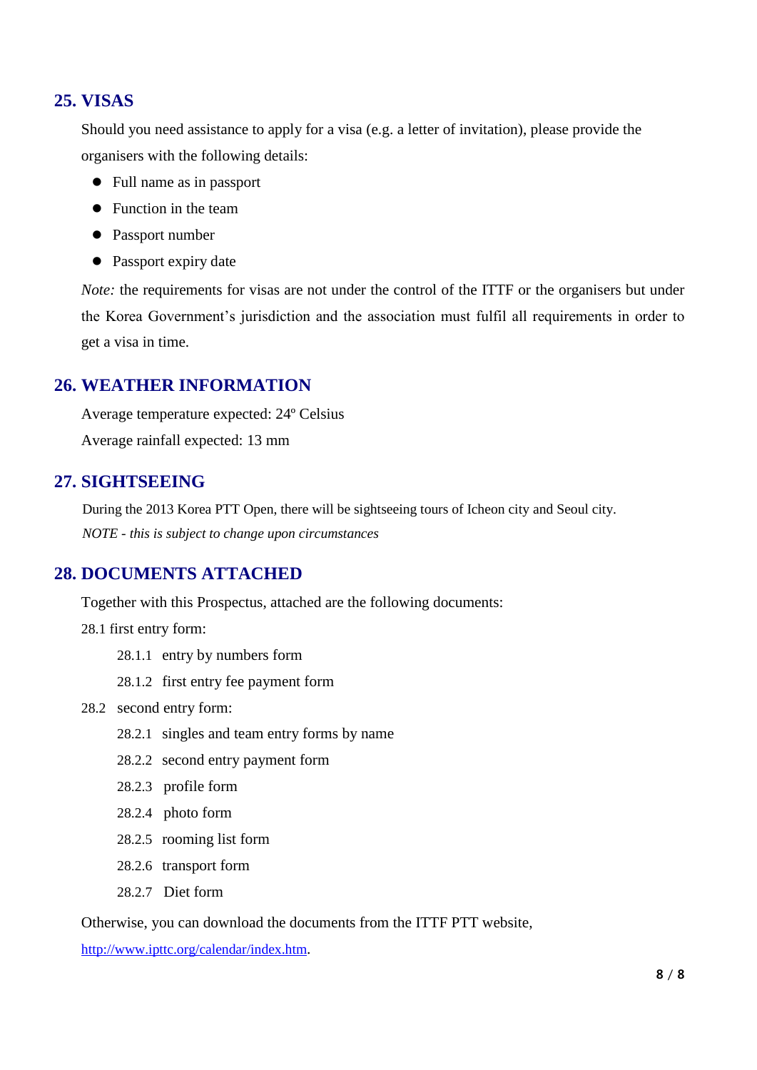## 25. VISAS

Should you need assistance to apply for a visa (e.g. a letter of invitation), please provide the organisers with the following details:

- Full name as in passport
- Function in the team
- Passport number
- Passport expiry date

*Note:* the requirements for visas are not under the control of the ITTF or the organisers but under the Korea Government's jurisdiction and the association must fulfil all requirements in order to get a visa in time.

## 26. WEATHER INFORMATION

Average temperature expected: 24º Celsius

Average rainfall expected: 13 mm

## 27. SIGHTSEEING

During the 2013 Korea PTT Open, there will be sightseeing tours of Icheon city and Seoul city.

*NOTE - this is subject to change upon circumstances*

## 28. DOCUMENTS ATTACHED

Together with this Prospectus, attached are the following documents:

28.1 first entry form:

- 28.1.1 entry by numbers form
- 28.1.2 first entry fee payment form

28.2 second entry form:

- 28.2.1 singles and team entry forms by name
- 28.2.2 second entry payment form
- 28.2.3 profile form
- 28.2.4 photo form
- 28.2.5 rooming list form
- 28.2.6 transport form
- 28.2.7 Diet form

Otherwise, you can download the documents from the ITTF PTT website, [http://www.ipttc.org/calendar/index.htm](http://www.ipttc.org/calendar/index.htm).